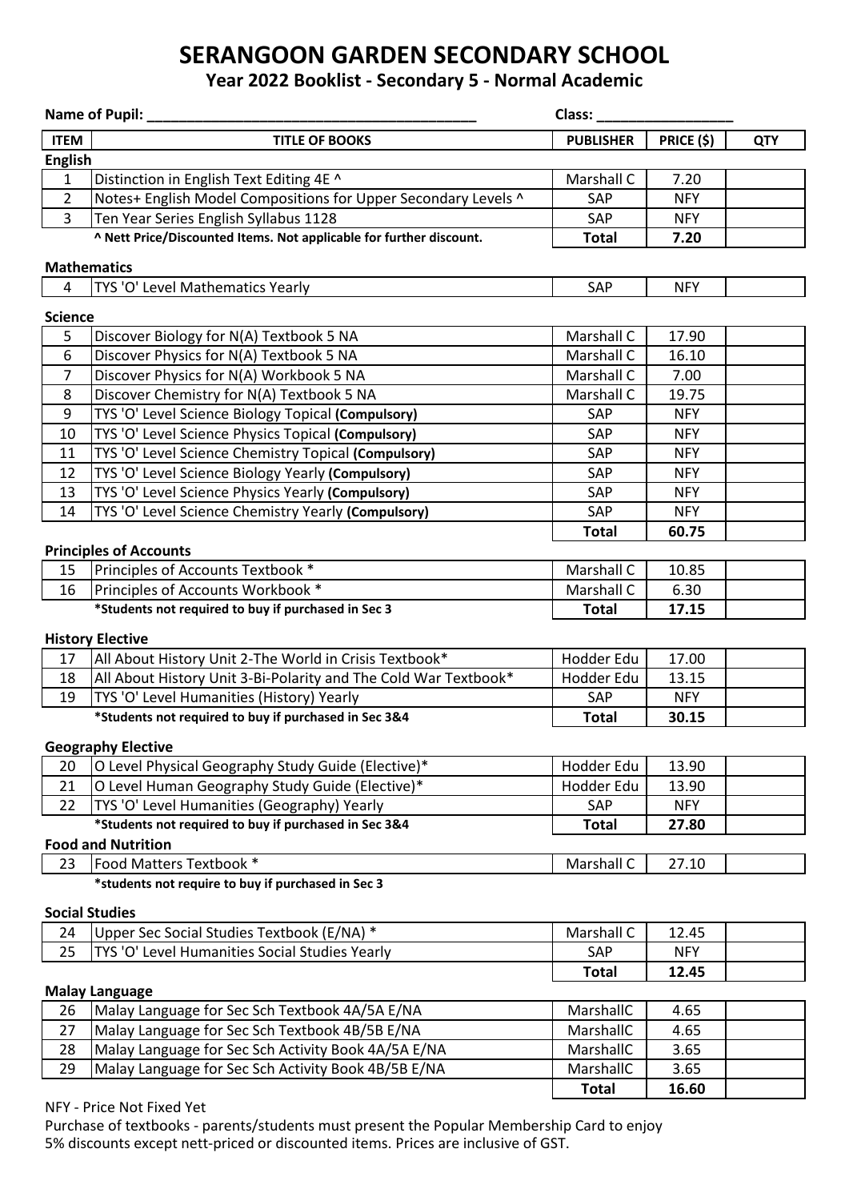# SERANGOON GARDEN SECONDARY SCHOOL

## Year 2022 Booklist - Secondary 5 - Normal Academic

**Name of Pupil:** ________________________________________ **Class:** _________________

| ITEM | TITLE OF BOOKS | PUBLISHER | PRICE ($) | QTY |
|---|---|---|---|---|
| **English** | | | | |
| 1 | Distinction in English Text Editing 4E ^ | Marshall C | 7.20 | |
| 2 | Notes+ English Model Compositions for Upper Secondary Levels ^ | SAP | NFY | |
| 3 | Ten Year Series English Syllabus 1128 | SAP | NFY | |
| | **^ Nett Price/Discounted Items. Not applicable for further discount.** | **Total** | **7.20** | |
| **Mathematics** | | | | |
| 4 | TYS 'O' Level Mathematics Yearly | SAP | NFY | |
| **Science** | | | | |
| 5 | Discover Biology for N(A) Textbook 5 NA | Marshall C | 17.90 | |
| 6 | Discover Physics for N(A) Textbook 5 NA | Marshall C | 16.10 | |
| 7 | Discover Physics for N(A) Workbook 5 NA | Marshall C | 7.00 | |
| 8 | Discover Chemistry for N(A) Textbook 5 NA | Marshall C | 19.75 | |
| 9 | TYS 'O' Level Science Biology Topical **(Compulsory)** | SAP | NFY | |
| 10 | TYS 'O' Level Science Physics Topical **(Compulsory)** | SAP | NFY | |
| 11 | TYS 'O' Level Science Chemistry Topical **(Compulsory)** | SAP | NFY | |
| 12 | TYS 'O' Level Science Biology Yearly **(Compulsory)** | SAP | NFY | |
| 13 | TYS 'O' Level Science Physics Yearly **(Compulsory)** | SAP | NFY | |
| 14 | TYS 'O' Level Science Chemistry Yearly **(Compulsory)** | SAP | NFY | |
| | | **Total** | **60.75** | |
| **Principles of Accounts** | | | | |
| 15 | Principles of Accounts Textbook * | Marshall C | 10.85 | |
| 16 | Principles of Accounts Workbook * | Marshall C | 6.30 | |
| | **\*Students not required to buy if purchased in Sec 3** | **Total** | **17.15** | |
| **History Elective** | | | | |
| 17 | All About History Unit 2-The World in Crisis Textbook* | Hodder Edu | 17.00 | |
| 18 | All About History Unit 3-Bi-Polarity and The Cold War Textbook* | Hodder Edu | 13.15 | |
| 19 | TYS 'O' Level Humanities (History) Yearly | SAP | NFY | |
| | **\*Students not required to buy if purchased in Sec 3&4** | **Total** | **30.15** | |
| **Geography Elective** | | | | |
| 20 | O Level Physical Geography Study Guide (Elective)* | Hodder Edu | 13.90 | |
| 21 | O Level Human Geography Study Guide (Elective)* | Hodder Edu | 13.90 | |
| 22 | TYS 'O' Level Humanities (Geography) Yearly | SAP | NFY | |
| | **\*Students not required to buy if purchased in Sec 3&4** | **Total** | **27.80** | |
| **Food and Nutrition** | | | | |
| 23 | Food Matters Textbook * | Marshall C | 27.10 | |
| | **\*students not require to buy if purchased in Sec 3** | | | |
| **Social Studies** | | | | |
| 24 | Upper Sec Social Studies Textbook (E/NA) * | Marshall C | 12.45 | |
| 25 | TYS 'O' Level Humanities Social Studies Yearly | SAP | NFY | |
| | | **Total** | **12.45** | |
| **Malay Language** | | | | |
| 26 | Malay Language for Sec Sch Textbook 4A/5A E/NA | MarshallC | 4.65 | |
| 27 | Malay Language for Sec Sch Textbook 4B/5B E/NA | MarshallC | 4.65 | |
| 28 | Malay Language for Sec Sch Activity Book 4A/5A E/NA | MarshallC | 3.65 | |
| 29 | Malay Language for Sec Sch Activity Book 4B/5B E/NA | MarshallC | 3.65 | |
| | | **Total** | **16.60** | |

NFY - Price Not Fixed Yet

Purchase of textbooks - parents/students must present the Popular Membership Card to enjoy 5% discounts except nett-priced or discounted items. Prices are inclusive of GST.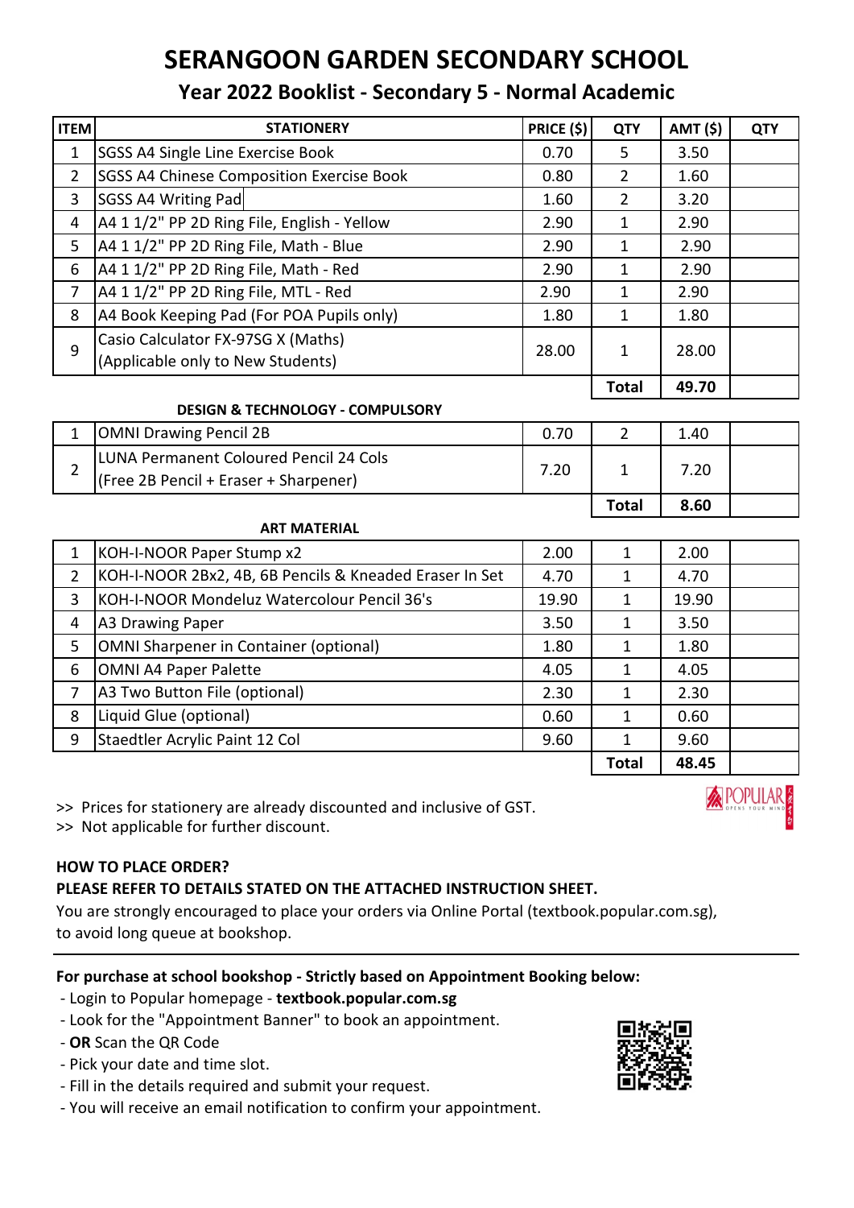# SERANGOON GARDEN SECONDARY SCHOOL

## Year 2022 Booklist - Secondary 5 - Normal Academic

| ITEM | STATIONERY | PRICE ($) | QTY | AMT ($) | QTY |
|---|---|---|---|---|---|
| 1 | SGSS A4 Single Line Exercise Book | 0.70 | 5 | 3.50 | |
| 2 | SGSS A4 Chinese Composition Exercise Book | 0.80 | 2 | 1.60 | |
| 3 | SGSS A4 Writing Pad | 1.60 | 2 | 3.20 | |
| 4 | A4 1 1/2" PP 2D Ring File, English - Yellow | 2.90 | 1 | 2.90 | |
| 5 | A4 1 1/2" PP 2D Ring File, Math - Blue | 2.90 | 1 | 2.90 | |
| 6 | A4 1 1/2" PP 2D Ring File, Math - Red | 2.90 | 1 | 2.90 | |
| 7 | A4 1 1/2" PP 2D Ring File, MTL - Red | 2.90 | 1 | 2.90 | |
| 8 | A4 Book Keeping Pad (For POA Pupils only) | 1.80 | 1 | 1.80 | |
| 9 | Casio Calculator FX-97SG X (Maths) (Applicable only to New Students) | 28.00 | 1 | 28.00 | |
| | | | **Total** | **49.70** | |

**DESIGN & TECHNOLOGY - COMPULSORY**

| | | | | | |
|---|---|---|---|---|---|
| 1 | OMNI Drawing Pencil 2B | 0.70 | 2 | 1.40 | |
| 2 | LUNA Permanent Coloured Pencil 24 Cols (Free 2B Pencil + Eraser + Sharpener) | 7.20 | 1 | 7.20 | |
| | | | **Total** | **8.60** | |

**ART MATERIAL**

| | | | | | |
|---|---|---|---|---|---|
| 1 | KOH-I-NOOR Paper Stump x2 | 2.00 | 1 | 2.00 | |
| 2 | KOH-I-NOOR 2Bx2, 4B, 6B Pencils & Kneaded Eraser In Set | 4.70 | 1 | 4.70 | |
| 3 | KOH-I-NOOR Mondeluz Watercolour Pencil 36's | 19.90 | 1 | 19.90 | |
| 4 | A3 Drawing Paper | 3.50 | 1 | 3.50 | |
| 5 | OMNI Sharpener in Container (optional) | 1.80 | 1 | 1.80 | |
| 6 | OMNI A4 Paper Palette | 4.05 | 1 | 4.05 | |
| 7 | A3 Two Button File (optional) | 2.30 | 1 | 2.30 | |
| 8 | Liquid Glue (optional) | 0.60 | 1 | 0.60 | |
| 9 | Staedtler Acrylic Paint 12 Col | 9.60 | 1 | 9.60 | |
| | | | **Total** | **48.45** | |

>> Prices for stationery are already discounted and inclusive of GST.
>> Not applicable for further discount.

**HOW TO PLACE ORDER?**

**PLEASE REFER TO DETAILS STATED ON THE ATTACHED INSTRUCTION SHEET.**

You are strongly encouraged to place your orders via Online Portal (textbook.popular.com.sg), to avoid long queue at bookshop.

---

**For purchase at school bookshop - Strictly based on Appointment Booking below:**

- Login to Popular homepage - **textbook.popular.com.sg**
- Look for the "Appointment Banner" to book an appointment.
- **OR** Scan the QR Code
- Pick your date and time slot.
- Fill in the details required and submit your request.
- You will receive an email notification to confirm your appointment.